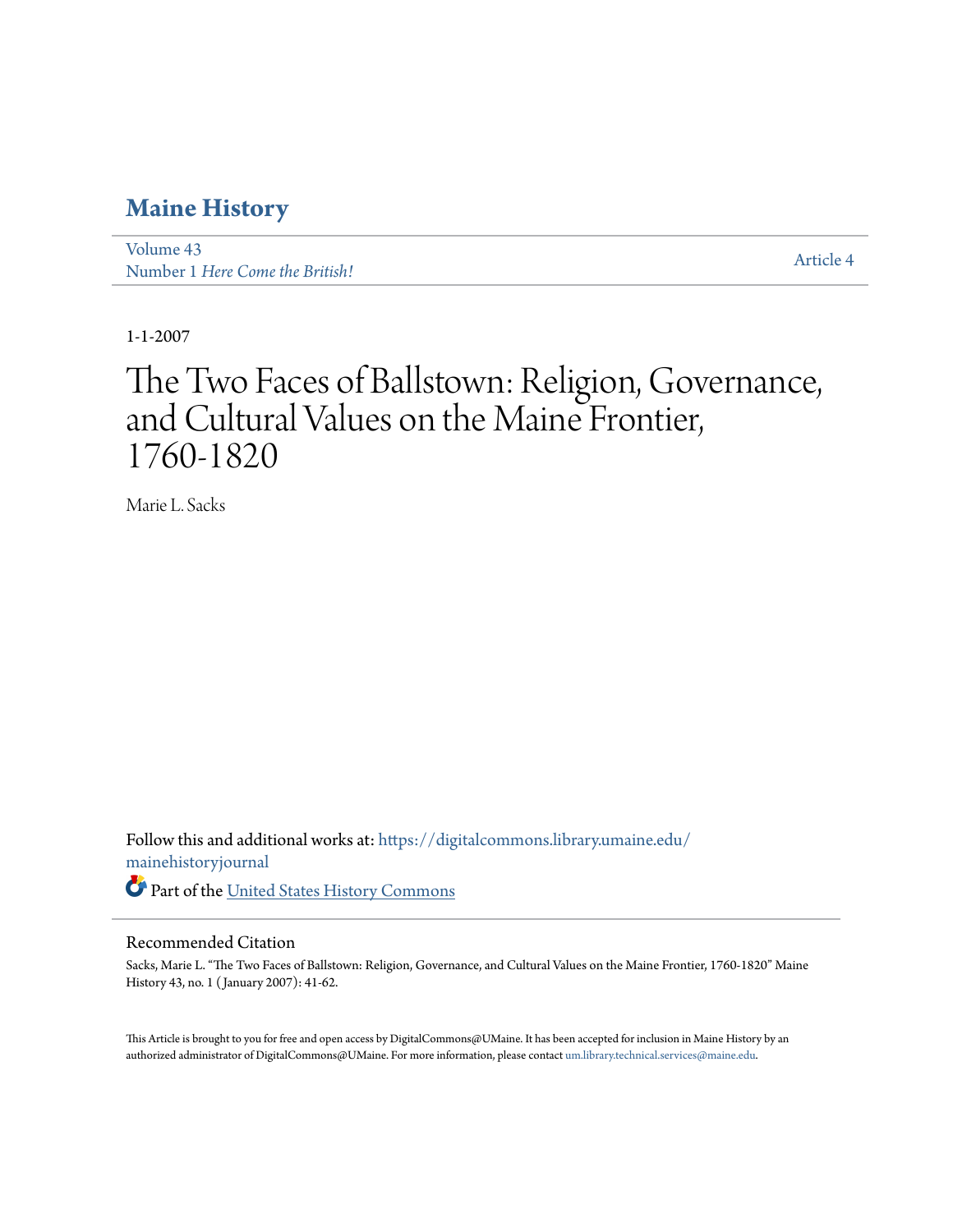# Maine History

Volume 43
Number 1 *Here Come the British!*

Article 4

1-1-2007

# The Two Faces of Ballstown: Religion, Governance, and Cultural Values on the Maine Frontier, 1760-1820

Marie L. Sacks

Follow this and additional works at: https://digitalcommons.library.umaine.edu/mainehistoryjournal

Part of the United States History Commons

## Recommended Citation

Sacks, Marie L. "The Two Faces of Ballstown: Religion, Governance, and Cultural Values on the Maine Frontier, 1760-1820" Maine History 43, no. 1 (January 2007): 41-62.

This Article is brought to you for free and open access by DigitalCommons@UMaine. It has been accepted for inclusion in Maine History by an authorized administrator of DigitalCommons@UMaine. For more information, please contact um.library.technical.services@maine.edu.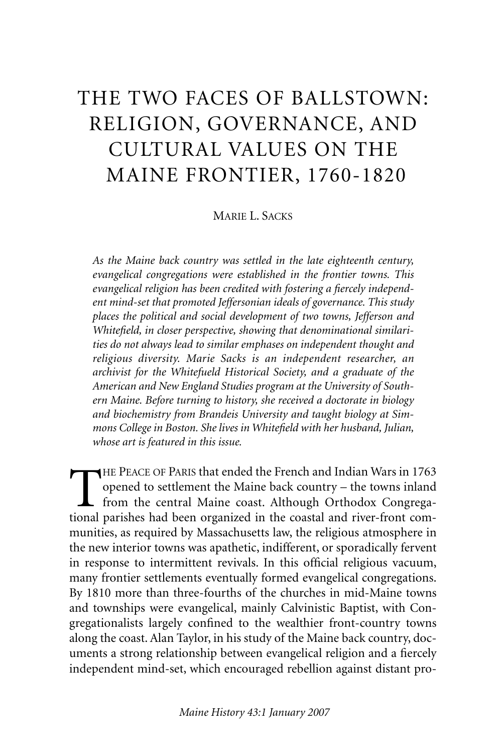# THE TWO FACES OF BALLSTOWN: RELIGION, GOVERNANCE, AND CULTURAL VALUES ON THE MAINE FRONTIER, 1760-1820

MARIE L. SACKS

*As the Maine back country was settled in the late eighteenth century, evangelical congregations were established in the frontier towns. This evangelical religion has been credited with fostering a fiercely independent mind-set that promoted Jeffersonian ideals of governance. This study places the political and social development of two towns, Jefferson and Whitefield, in closer perspective, showing that denominational similarities do not always lead to similar emphases on independent thought and religious diversity. Marie Sacks is an independent researcher, an archivist for the Whitefueld Historical Society, and a graduate of the American and New England Studies program at the University of Southern Maine. Before turning to history, she received a doctorate in biology and biochemistry from Brandeis University and taught biology at Simmons College in Boston. She lives in Whitefield with her husband, Julian, whose art is featured in this issue.*

THE PEACE OF PARIS that ended the French and Indian Wars in 1763 opened to settlement the Maine back country – the towns inland from the central Maine coast. Although Orthodox Congregational parishes had been organized in the coastal and river-front communities, as required by Massachusetts law, the religious atmosphere in the new interior towns was apathetic, indifferent, or sporadically fervent in response to intermittent revivals. In this official religious vacuum, many frontier settlements eventually formed evangelical congregations. By 1810 more than three-fourths of the churches in mid-Maine towns and townships were evangelical, mainly Calvinistic Baptist, with Congregationalists largely confined to the wealthier front-country towns along the coast. Alan Taylor, in his study of the Maine back country, documents a strong relationship between evangelical religion and a fiercely independent mind-set, which encouraged rebellion against distant pro-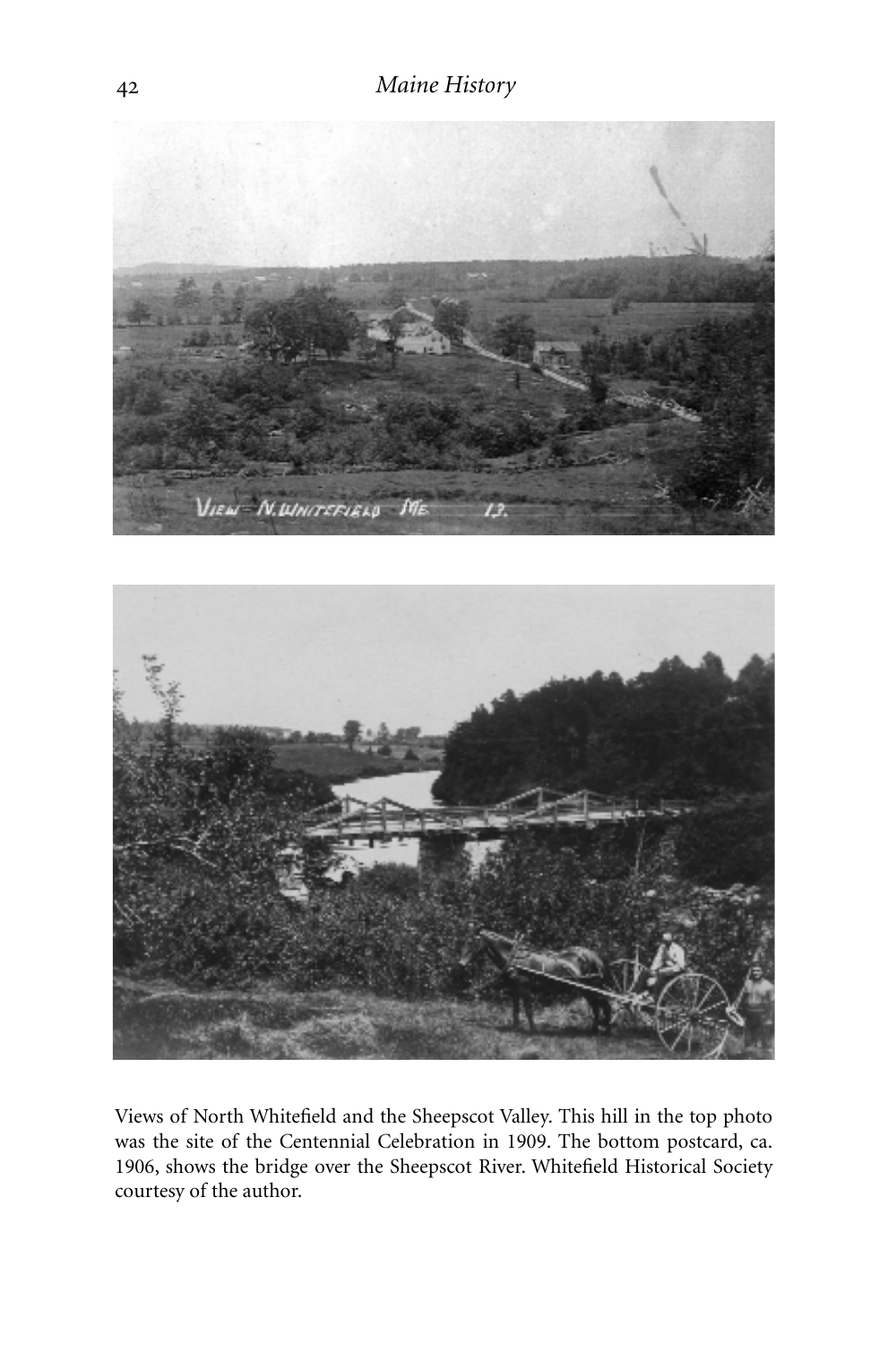Views of North Whitefield and the Sheepscot Valley. This hill in the top photo was the site of the Centennial Celebration in 1909. The bottom postcard, ca. 1906, shows the bridge over the Sheepscot River. Whitefield Historical Society courtesy of the author.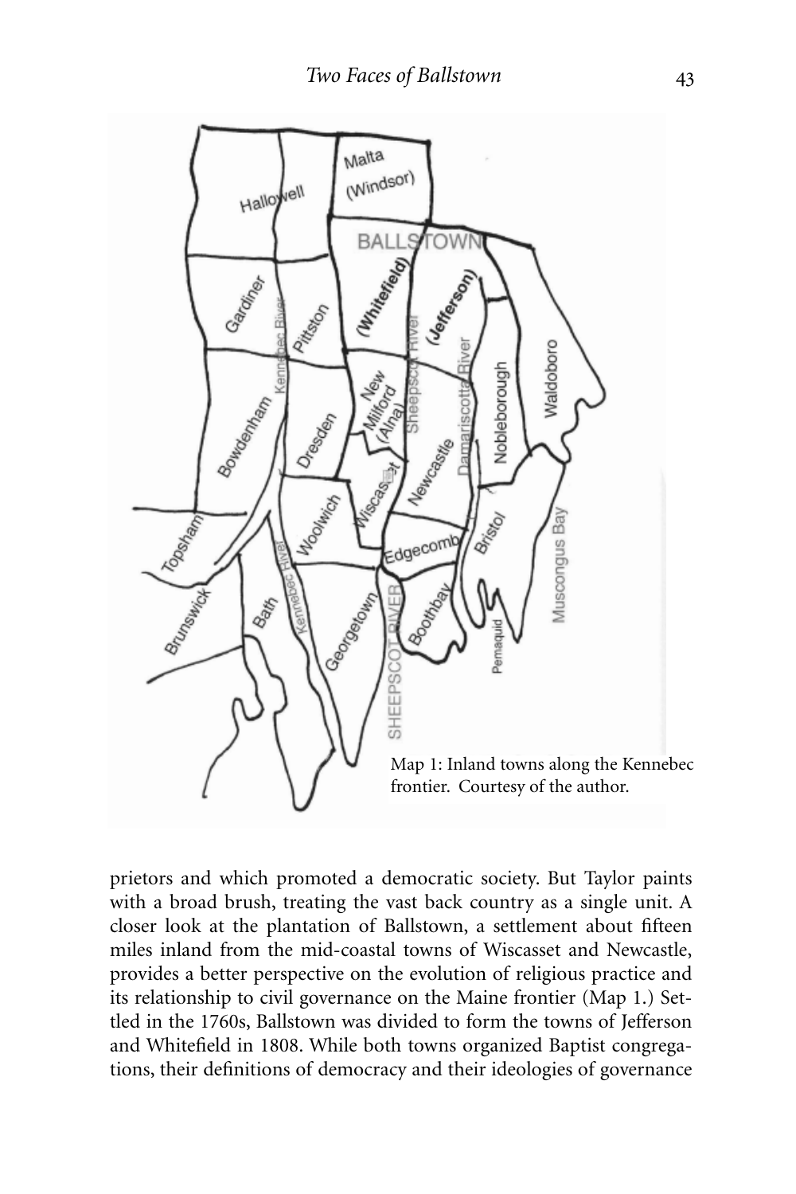Map 1: Inland towns along the Kennebec frontier. Courtesy of the author.

prietors and which promoted a democratic society. But Taylor paints with a broad brush, treating the vast back country as a single unit. A closer look at the plantation of Ballstown, a settlement about fifteen miles inland from the mid-coastal towns of Wiscasset and Newcastle, provides a better perspective on the evolution of religious practice and its relationship to civil governance on the Maine frontier (Map 1.) Settled in the 1760s, Ballstown was divided to form the towns of Jefferson and Whitefield in 1808. While both towns organized Baptist congregations, their definitions of democracy and their ideologies of governance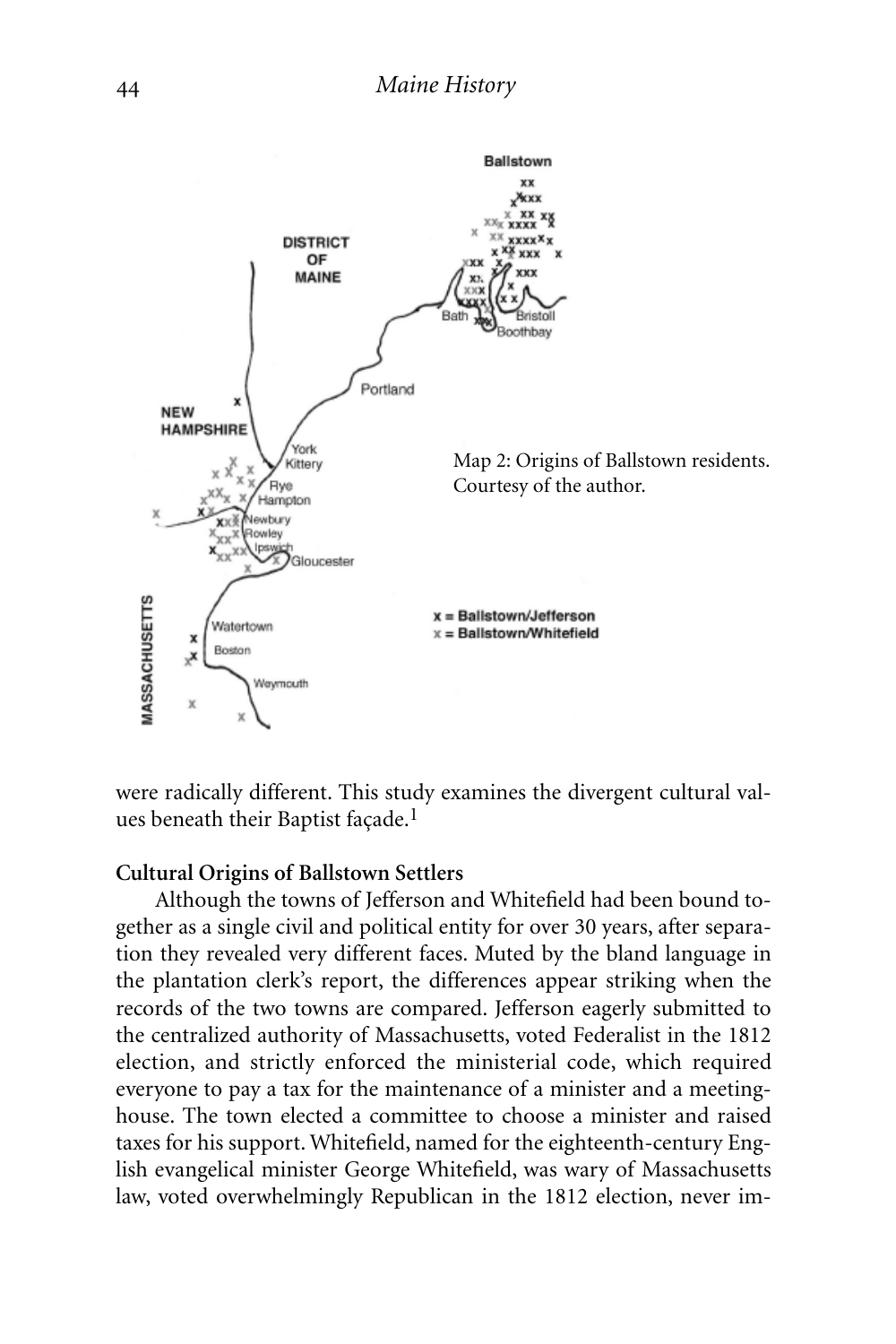Map 2: Origins of Ballstown residents. Courtesy of the author.

were radically different. This study examines the divergent cultural values beneath their Baptist façade.[1]

**Cultural Origins of Ballstown Settlers**

Although the towns of Jefferson and Whitefield had been bound together as a single civil and political entity for over 30 years, after separation they revealed very different faces. Muted by the bland language in the plantation clerk's report, the differences appear striking when the records of the two towns are compared. Jefferson eagerly submitted to the centralized authority of Massachusetts, voted Federalist in the 1812 election, and strictly enforced the ministerial code, which required everyone to pay a tax for the maintenance of a minister and a meetinghouse. The town elected a committee to choose a minister and raised taxes for his support. Whitefield, named for the eighteenth-century English evangelical minister George Whitefield, was wary of Massachusetts law, voted overwhelmingly Republican in the 1812 election, never im-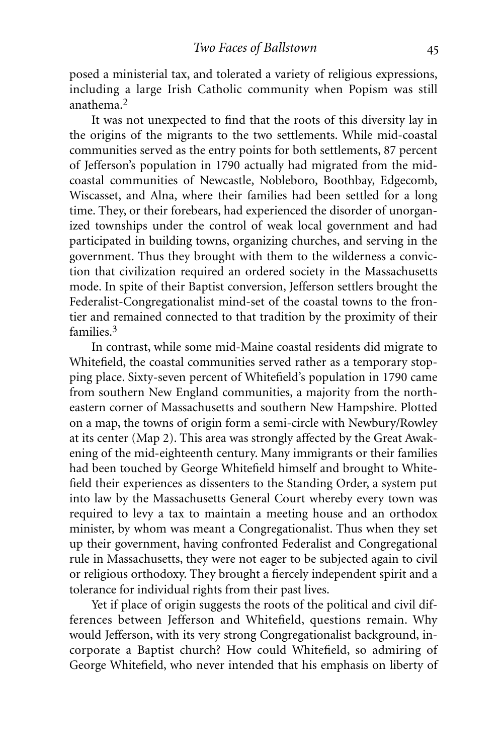posed a ministerial tax, and tolerated a variety of religious expressions, including a large Irish Catholic community when Popism was still anathema.[2]

It was not unexpected to find that the roots of this diversity lay in the origins of the migrants to the two settlements. While mid-coastal communities served as the entry points for both settlements, 87 percent of Jefferson's population in 1790 actually had migrated from the mid-coastal communities of Newcastle, Nobleboro, Boothbay, Edgecomb, Wiscasset, and Alna, where their families had been settled for a long time. They, or their forebears, had experienced the disorder of unorganized townships under the control of weak local government and had participated in building towns, organizing churches, and serving in the government. Thus they brought with them to the wilderness a conviction that civilization required an ordered society in the Massachusetts mode. In spite of their Baptist conversion, Jefferson settlers brought the Federalist-Congregationalist mind-set of the coastal towns to the frontier and remained connected to that tradition by the proximity of their families.[3]

In contrast, while some mid-Maine coastal residents did migrate to Whitefield, the coastal communities served rather as a temporary stopping place. Sixty-seven percent of Whitefield's population in 1790 came from southern New England communities, a majority from the northeastern corner of Massachusetts and southern New Hampshire. Plotted on a map, the towns of origin form a semi-circle with Newbury/Rowley at its center (Map 2). This area was strongly affected by the Great Awakening of the mid-eighteenth century. Many immigrants or their families had been touched by George Whitefield himself and brought to Whitefield their experiences as dissenters to the Standing Order, a system put into law by the Massachusetts General Court whereby every town was required to levy a tax to maintain a meeting house and an orthodox minister, by whom was meant a Congregationalist. Thus when they set up their government, having confronted Federalist and Congregational rule in Massachusetts, they were not eager to be subjected again to civil or religious orthodoxy. They brought a fiercely independent spirit and a tolerance for individual rights from their past lives.

Yet if place of origin suggests the roots of the political and civil differences between Jefferson and Whitefield, questions remain. Why would Jefferson, with its very strong Congregationalist background, incorporate a Baptist church? How could Whitefield, so admiring of George Whitefield, who never intended that his emphasis on liberty of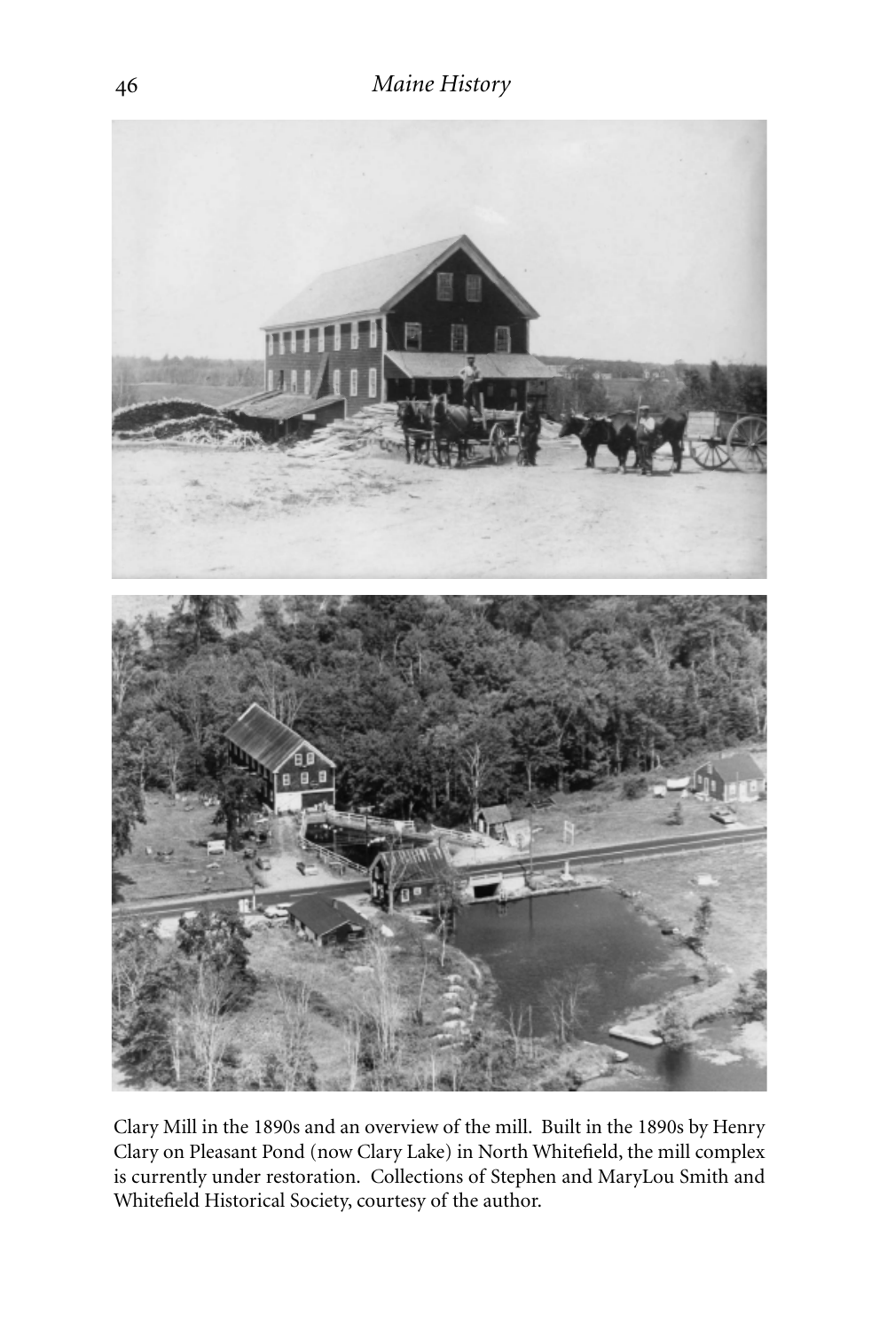Clary Mill in the 1890s and an overview of the mill. Built in the 1890s by Henry Clary on Pleasant Pond (now Clary Lake) in North Whitefield, the mill complex is currently under restoration. Collections of Stephen and MaryLou Smith and Whitefield Historical Society, courtesy of the author.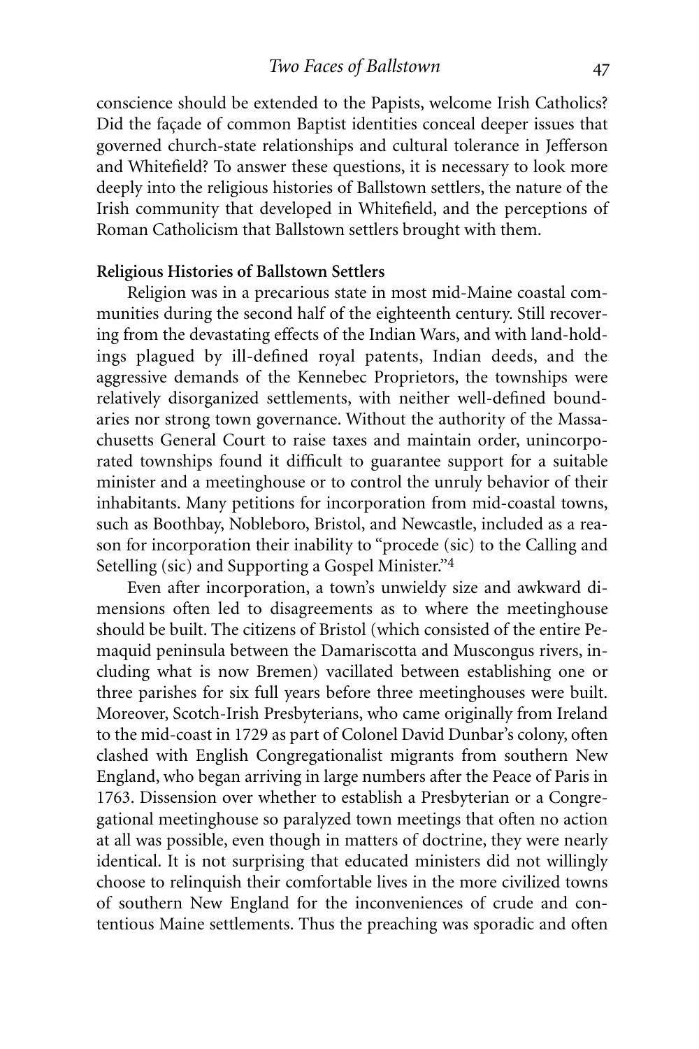conscience should be extended to the Papists, welcome Irish Catholics? Did the façade of common Baptist identities conceal deeper issues that governed church-state relationships and cultural tolerance in Jefferson and Whitefield? To answer these questions, it is necessary to look more deeply into the religious histories of Ballstown settlers, the nature of the Irish community that developed in Whitefield, and the perceptions of Roman Catholicism that Ballstown settlers brought with them.

**Religious Histories of Ballstown Settlers**

Religion was in a precarious state in most mid-Maine coastal communities during the second half of the eighteenth century. Still recovering from the devastating effects of the Indian Wars, and with land-holdings plagued by ill-defined royal patents, Indian deeds, and the aggressive demands of the Kennebec Proprietors, the townships were relatively disorganized settlements, with neither well-defined boundaries nor strong town governance. Without the authority of the Massachusetts General Court to raise taxes and maintain order, unincorporated townships found it difficult to guarantee support for a suitable minister and a meetinghouse or to control the unruly behavior of their inhabitants. Many petitions for incorporation from mid-coastal towns, such as Boothbay, Nobleboro, Bristol, and Newcastle, included as a reason for incorporation their inability to "procede (sic) to the Calling and Setelling (sic) and Supporting a Gospel Minister."[4]

Even after incorporation, a town's unwieldy size and awkward dimensions often led to disagreements as to where the meetinghouse should be built. The citizens of Bristol (which consisted of the entire Pemaquid peninsula between the Damariscotta and Muscongus rivers, including what is now Bremen) vacillated between establishing one or three parishes for six full years before three meetinghouses were built. Moreover, Scotch-Irish Presbyterians, who came originally from Ireland to the mid-coast in 1729 as part of Colonel David Dunbar's colony, often clashed with English Congregationalist migrants from southern New England, who began arriving in large numbers after the Peace of Paris in 1763. Dissension over whether to establish a Presbyterian or a Congregational meetinghouse so paralyzed town meetings that often no action at all was possible, even though in matters of doctrine, they were nearly identical. It is not surprising that educated ministers did not willingly choose to relinquish their comfortable lives in the more civilized towns of southern New England for the inconveniences of crude and contentious Maine settlements. Thus the preaching was sporadic and often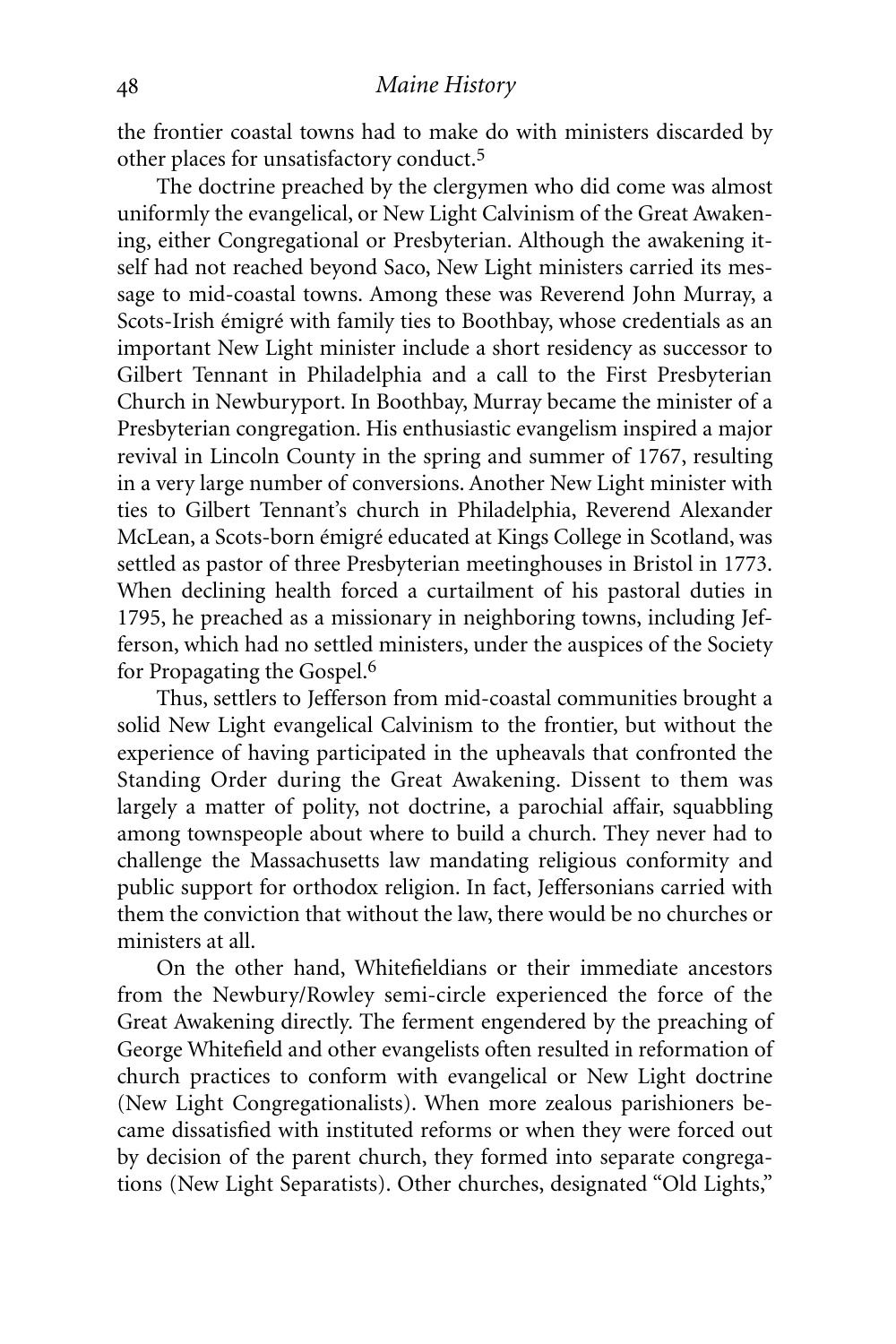the frontier coastal towns had to make do with ministers discarded by other places for unsatisfactory conduct.[5]

The doctrine preached by the clergymen who did come was almost uniformly the evangelical, or New Light Calvinism of the Great Awakening, either Congregational or Presbyterian. Although the awakening itself had not reached beyond Saco, New Light ministers carried its message to mid-coastal towns. Among these was Reverend John Murray, a Scots-Irish émigré with family ties to Boothbay, whose credentials as an important New Light minister include a short residency as successor to Gilbert Tennant in Philadelphia and a call to the First Presbyterian Church in Newburyport. In Boothbay, Murray became the minister of a Presbyterian congregation. His enthusiastic evangelism inspired a major revival in Lincoln County in the spring and summer of 1767, resulting in a very large number of conversions. Another New Light minister with ties to Gilbert Tennant's church in Philadelphia, Reverend Alexander McLean, a Scots-born émigré educated at Kings College in Scotland, was settled as pastor of three Presbyterian meetinghouses in Bristol in 1773. When declining health forced a curtailment of his pastoral duties in 1795, he preached as a missionary in neighboring towns, including Jefferson, which had no settled ministers, under the auspices of the Society for Propagating the Gospel.[6]

Thus, settlers to Jefferson from mid-coastal communities brought a solid New Light evangelical Calvinism to the frontier, but without the experience of having participated in the upheavals that confronted the Standing Order during the Great Awakening. Dissent to them was largely a matter of polity, not doctrine, a parochial affair, squabbling among townspeople about where to build a church. They never had to challenge the Massachusetts law mandating religious conformity and public support for orthodox religion. In fact, Jeffersonians carried with them the conviction that without the law, there would be no churches or ministers at all.

On the other hand, Whitefieldians or their immediate ancestors from the Newbury/Rowley semi-circle experienced the force of the Great Awakening directly. The ferment engendered by the preaching of George Whitefield and other evangelists often resulted in reformation of church practices to conform with evangelical or New Light doctrine (New Light Congregationalists). When more zealous parishioners became dissatisfied with instituted reforms or when they were forced out by decision of the parent church, they formed into separate congregations (New Light Separatists). Other churches, designated "Old Lights,"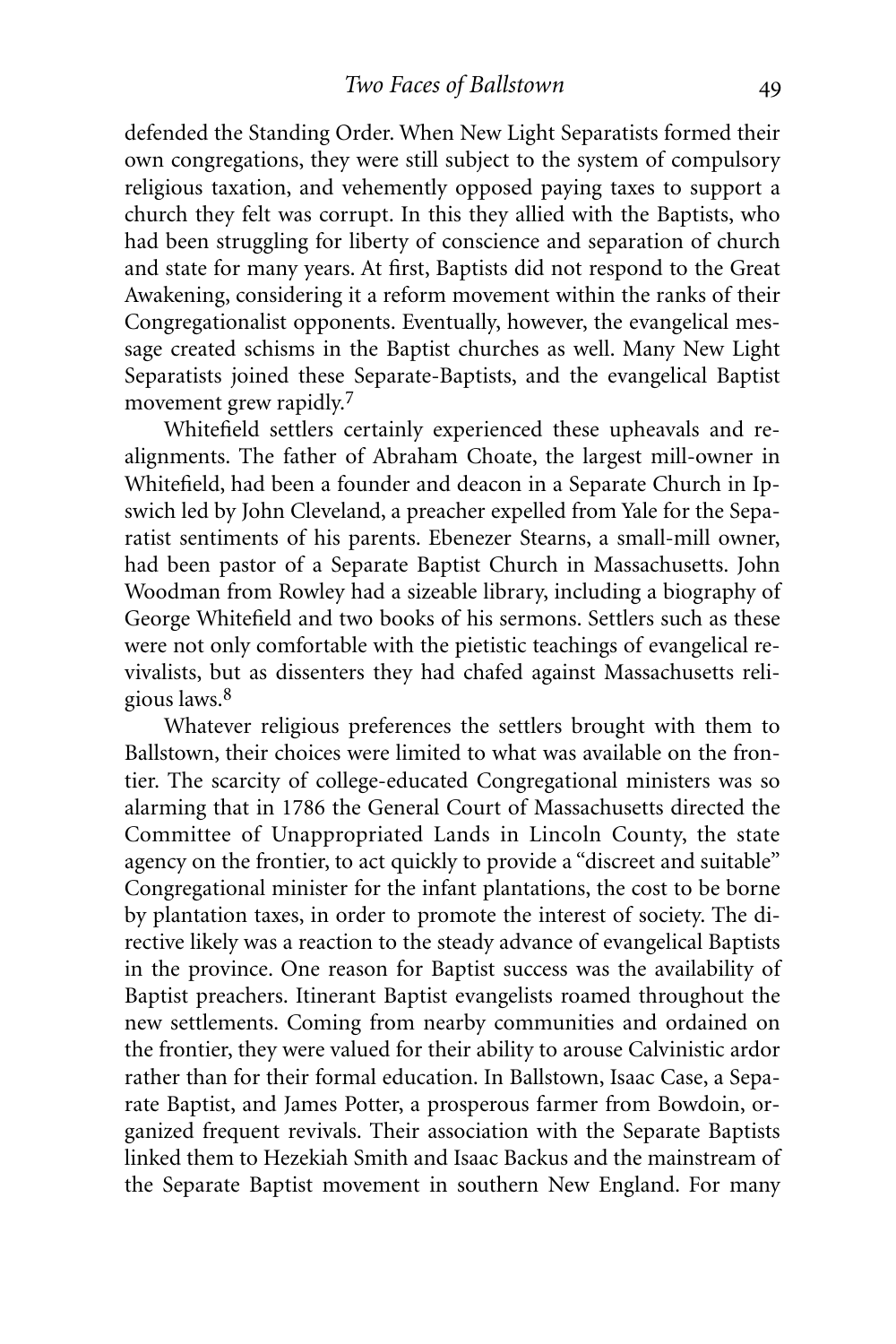defended the Standing Order. When New Light Separatists formed their own congregations, they were still subject to the system of compulsory religious taxation, and vehemently opposed paying taxes to support a church they felt was corrupt. In this they allied with the Baptists, who had been struggling for liberty of conscience and separation of church and state for many years. At first, Baptists did not respond to the Great Awakening, considering it a reform movement within the ranks of their Congregationalist opponents. Eventually, however, the evangelical message created schisms in the Baptist churches as well. Many New Light Separatists joined these Separate-Baptists, and the evangelical Baptist movement grew rapidly.[7]

Whitefield settlers certainly experienced these upheavals and realignments. The father of Abraham Choate, the largest mill-owner in Whitefield, had been a founder and deacon in a Separate Church in Ipswich led by John Cleveland, a preacher expelled from Yale for the Separatist sentiments of his parents. Ebenezer Stearns, a small-mill owner, had been pastor of a Separate Baptist Church in Massachusetts. John Woodman from Rowley had a sizeable library, including a biography of George Whitefield and two books of his sermons. Settlers such as these were not only comfortable with the pietistic teachings of evangelical revivalists, but as dissenters they had chafed against Massachusetts religious laws.[8]

Whatever religious preferences the settlers brought with them to Ballstown, their choices were limited to what was available on the frontier. The scarcity of college-educated Congregational ministers was so alarming that in 1786 the General Court of Massachusetts directed the Committee of Unappropriated Lands in Lincoln County, the state agency on the frontier, to act quickly to provide a "discreet and suitable" Congregational minister for the infant plantations, the cost to be borne by plantation taxes, in order to promote the interest of society. The directive likely was a reaction to the steady advance of evangelical Baptists in the province. One reason for Baptist success was the availability of Baptist preachers. Itinerant Baptist evangelists roamed throughout the new settlements. Coming from nearby communities and ordained on the frontier, they were valued for their ability to arouse Calvinistic ardor rather than for their formal education. In Ballstown, Isaac Case, a Separate Baptist, and James Potter, a prosperous farmer from Bowdoin, organized frequent revivals. Their association with the Separate Baptists linked them to Hezekiah Smith and Isaac Backus and the mainstream of the Separate Baptist movement in southern New England. For many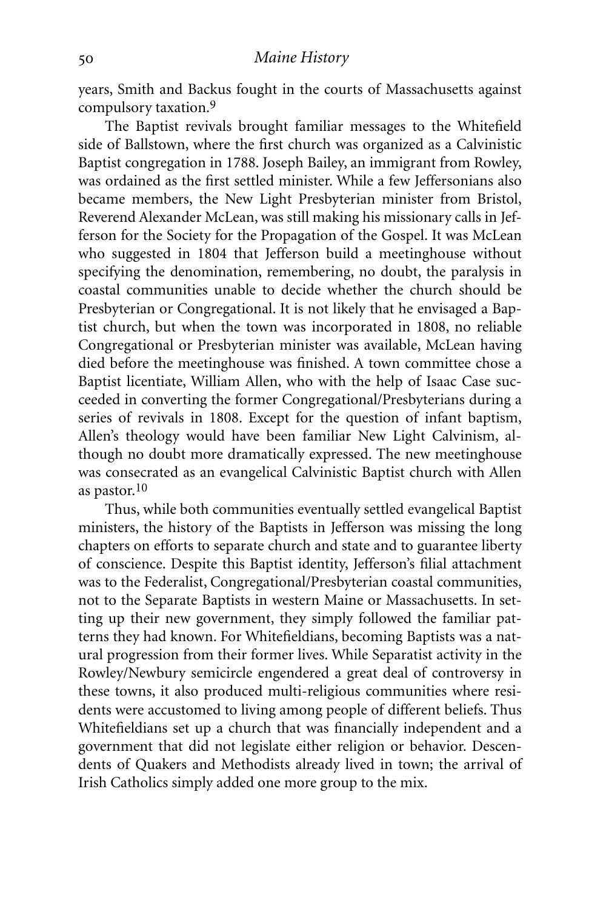years, Smith and Backus fought in the courts of Massachusetts against compulsory taxation.[9]

The Baptist revivals brought familiar messages to the Whitefield side of Ballstown, where the first church was organized as a Calvinistic Baptist congregation in 1788. Joseph Bailey, an immigrant from Rowley, was ordained as the first settled minister. While a few Jeffersonians also became members, the New Light Presbyterian minister from Bristol, Reverend Alexander McLean, was still making his missionary calls in Jefferson for the Society for the Propagation of the Gospel. It was McLean who suggested in 1804 that Jefferson build a meetinghouse without specifying the denomination, remembering, no doubt, the paralysis in coastal communities unable to decide whether the church should be Presbyterian or Congregational. It is not likely that he envisaged a Baptist church, but when the town was incorporated in 1808, no reliable Congregational or Presbyterian minister was available, McLean having died before the meetinghouse was finished. A town committee chose a Baptist licentiate, William Allen, who with the help of Isaac Case succeeded in converting the former Congregational/Presbyterians during a series of revivals in 1808. Except for the question of infant baptism, Allen's theology would have been familiar New Light Calvinism, although no doubt more dramatically expressed. The new meetinghouse was consecrated as an evangelical Calvinistic Baptist church with Allen as pastor.[10]

Thus, while both communities eventually settled evangelical Baptist ministers, the history of the Baptists in Jefferson was missing the long chapters on efforts to separate church and state and to guarantee liberty of conscience. Despite this Baptist identity, Jefferson's filial attachment was to the Federalist, Congregational/Presbyterian coastal communities, not to the Separate Baptists in western Maine or Massachusetts. In setting up their new government, they simply followed the familiar patterns they had known. For Whitefieldians, becoming Baptists was a natural progression from their former lives. While Separatist activity in the Rowley/Newbury semicircle engendered a great deal of controversy in these towns, it also produced multi-religious communities where residents were accustomed to living among people of different beliefs. Thus Whitefieldians set up a church that was financially independent and a government that did not legislate either religion or behavior. Descendents of Quakers and Methodists already lived in town; the arrival of Irish Catholics simply added one more group to the mix.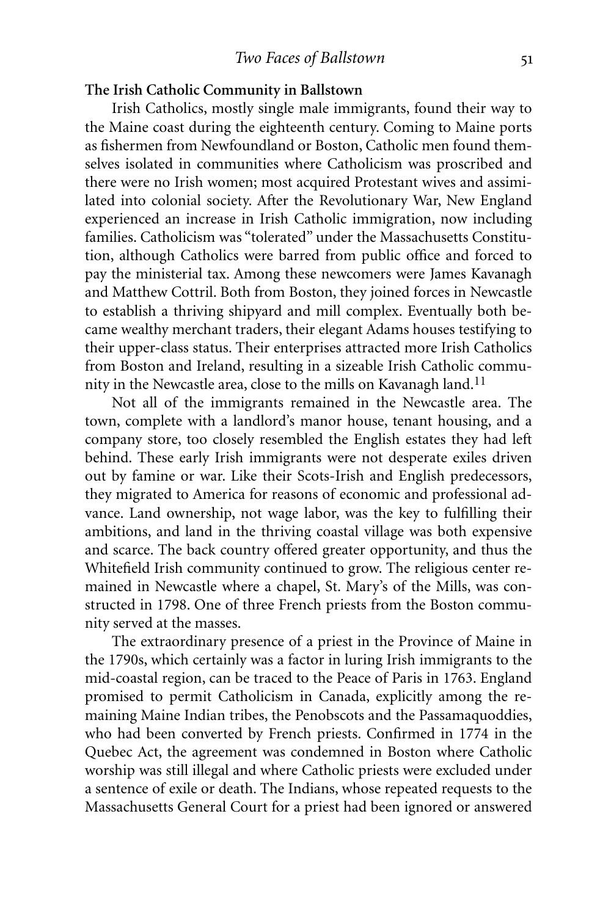**The Irish Catholic Community in Ballstown**

Irish Catholics, mostly single male immigrants, found their way to the Maine coast during the eighteenth century. Coming to Maine ports as fishermen from Newfoundland or Boston, Catholic men found themselves isolated in communities where Catholicism was proscribed and there were no Irish women; most acquired Protestant wives and assimilated into colonial society. After the Revolutionary War, New England experienced an increase in Irish Catholic immigration, now including families. Catholicism was "tolerated" under the Massachusetts Constitution, although Catholics were barred from public office and forced to pay the ministerial tax. Among these newcomers were James Kavanagh and Matthew Cottril. Both from Boston, they joined forces in Newcastle to establish a thriving shipyard and mill complex. Eventually both became wealthy merchant traders, their elegant Adams houses testifying to their upper-class status. Their enterprises attracted more Irish Catholics from Boston and Ireland, resulting in a sizeable Irish Catholic community in the Newcastle area, close to the mills on Kavanagh land.[11]

Not all of the immigrants remained in the Newcastle area. The town, complete with a landlord's manor house, tenant housing, and a company store, too closely resembled the English estates they had left behind. These early Irish immigrants were not desperate exiles driven out by famine or war. Like their Scots-Irish and English predecessors, they migrated to America for reasons of economic and professional advance. Land ownership, not wage labor, was the key to fulfilling their ambitions, and land in the thriving coastal village was both expensive and scarce. The back country offered greater opportunity, and thus the Whitefield Irish community continued to grow. The religious center remained in Newcastle where a chapel, St. Mary's of the Mills, was constructed in 1798. One of three French priests from the Boston community served at the masses.

The extraordinary presence of a priest in the Province of Maine in the 1790s, which certainly was a factor in luring Irish immigrants to the mid-coastal region, can be traced to the Peace of Paris in 1763. England promised to permit Catholicism in Canada, explicitly among the remaining Maine Indian tribes, the Penobscots and the Passamaquoddies, who had been converted by French priests. Confirmed in 1774 in the Quebec Act, the agreement was condemned in Boston where Catholic worship was still illegal and where Catholic priests were excluded under a sentence of exile or death. The Indians, whose repeated requests to the Massachusetts General Court for a priest had been ignored or answered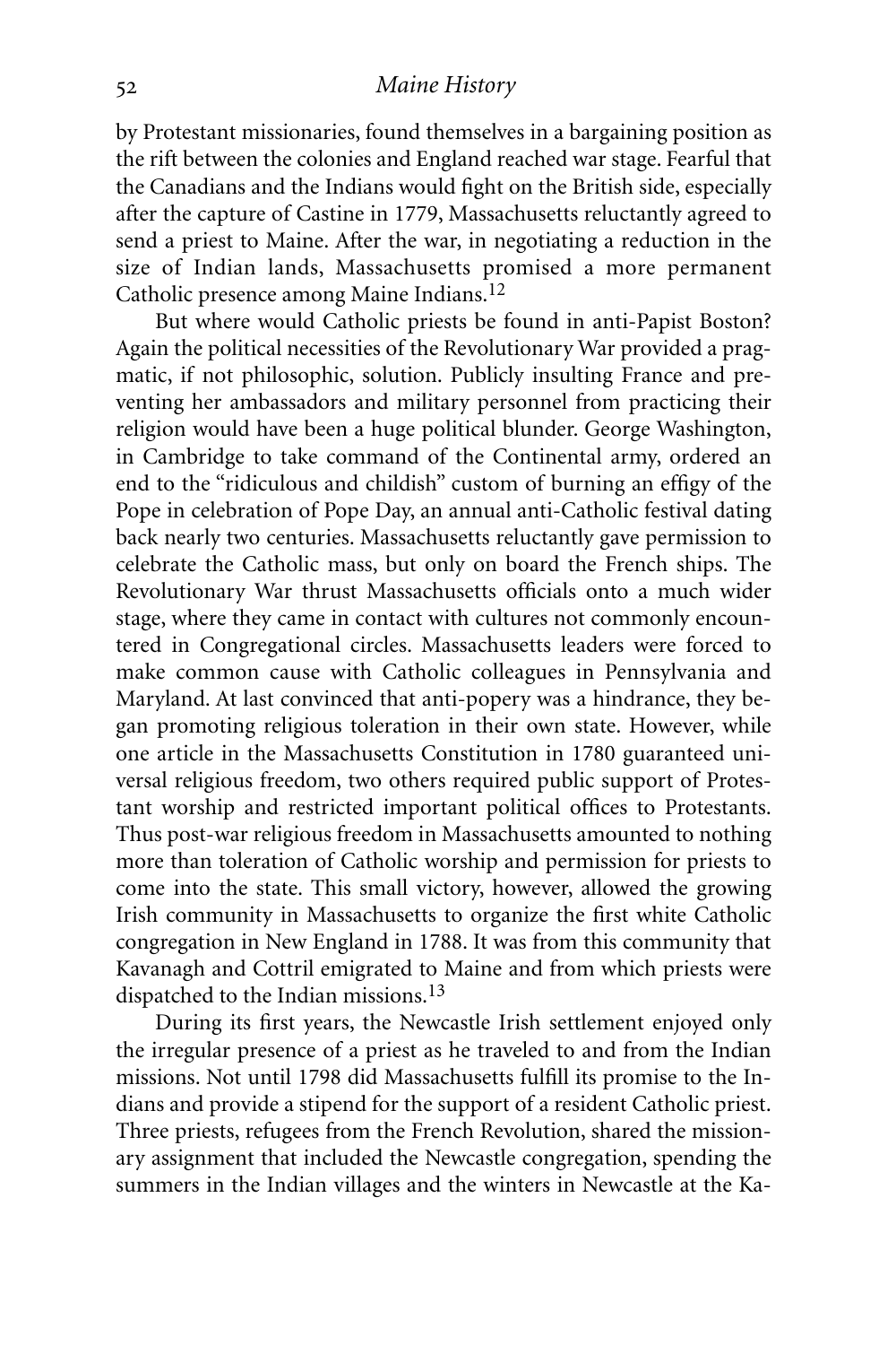by Protestant missionaries, found themselves in a bargaining position as the rift between the colonies and England reached war stage. Fearful that the Canadians and the Indians would fight on the British side, especially after the capture of Castine in 1779, Massachusetts reluctantly agreed to send a priest to Maine. After the war, in negotiating a reduction in the size of Indian lands, Massachusetts promised a more permanent Catholic presence among Maine Indians.[12]

But where would Catholic priests be found in anti-Papist Boston? Again the political necessities of the Revolutionary War provided a pragmatic, if not philosophic, solution. Publicly insulting France and preventing her ambassadors and military personnel from practicing their religion would have been a huge political blunder. George Washington, in Cambridge to take command of the Continental army, ordered an end to the "ridiculous and childish" custom of burning an effigy of the Pope in celebration of Pope Day, an annual anti-Catholic festival dating back nearly two centuries. Massachusetts reluctantly gave permission to celebrate the Catholic mass, but only on board the French ships. The Revolutionary War thrust Massachusetts officials onto a much wider stage, where they came in contact with cultures not commonly encountered in Congregational circles. Massachusetts leaders were forced to make common cause with Catholic colleagues in Pennsylvania and Maryland. At last convinced that anti-popery was a hindrance, they began promoting religious toleration in their own state. However, while one article in the Massachusetts Constitution in 1780 guaranteed universal religious freedom, two others required public support of Protestant worship and restricted important political offices to Protestants. Thus post-war religious freedom in Massachusetts amounted to nothing more than toleration of Catholic worship and permission for priests to come into the state. This small victory, however, allowed the growing Irish community in Massachusetts to organize the first white Catholic congregation in New England in 1788. It was from this community that Kavanagh and Cottril emigrated to Maine and from which priests were dispatched to the Indian missions.[13]

During its first years, the Newcastle Irish settlement enjoyed only the irregular presence of a priest as he traveled to and from the Indian missions. Not until 1798 did Massachusetts fulfill its promise to the Indians and provide a stipend for the support of a resident Catholic priest. Three priests, refugees from the French Revolution, shared the missionary assignment that included the Newcastle congregation, spending the summers in the Indian villages and the winters in Newcastle at the Ka-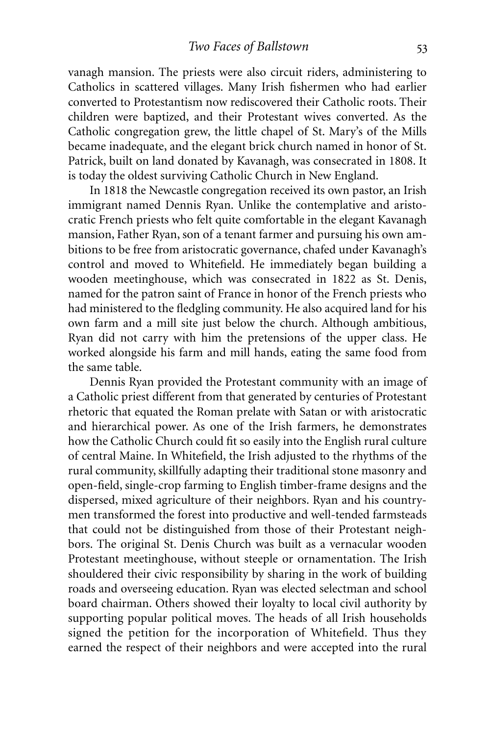vanagh mansion. The priests were also circuit riders, administering to Catholics in scattered villages. Many Irish fishermen who had earlier converted to Protestantism now rediscovered their Catholic roots. Their children were baptized, and their Protestant wives converted. As the Catholic congregation grew, the little chapel of St. Mary's of the Mills became inadequate, and the elegant brick church named in honor of St. Patrick, built on land donated by Kavanagh, was consecrated in 1808. It is today the oldest surviving Catholic Church in New England.

In 1818 the Newcastle congregation received its own pastor, an Irish immigrant named Dennis Ryan. Unlike the contemplative and aristocratic French priests who felt quite comfortable in the elegant Kavanagh mansion, Father Ryan, son of a tenant farmer and pursuing his own ambitions to be free from aristocratic governance, chafed under Kavanagh's control and moved to Whitefield. He immediately began building a wooden meetinghouse, which was consecrated in 1822 as St. Denis, named for the patron saint of France in honor of the French priests who had ministered to the fledgling community. He also acquired land for his own farm and a mill site just below the church. Although ambitious, Ryan did not carry with him the pretensions of the upper class. He worked alongside his farm and mill hands, eating the same food from the same table.

Dennis Ryan provided the Protestant community with an image of a Catholic priest different from that generated by centuries of Protestant rhetoric that equated the Roman prelate with Satan or with aristocratic and hierarchical power. As one of the Irish farmers, he demonstrates how the Catholic Church could fit so easily into the English rural culture of central Maine. In Whitefield, the Irish adjusted to the rhythms of the rural community, skillfully adapting their traditional stone masonry and open-field, single-crop farming to English timber-frame designs and the dispersed, mixed agriculture of their neighbors. Ryan and his countrymen transformed the forest into productive and well-tended farmsteads that could not be distinguished from those of their Protestant neighbors. The original St. Denis Church was built as a vernacular wooden Protestant meetinghouse, without steeple or ornamentation. The Irish shouldered their civic responsibility by sharing in the work of building roads and overseeing education. Ryan was elected selectman and school board chairman. Others showed their loyalty to local civil authority by supporting popular political moves. The heads of all Irish households signed the petition for the incorporation of Whitefield. Thus they earned the respect of their neighbors and were accepted into the rural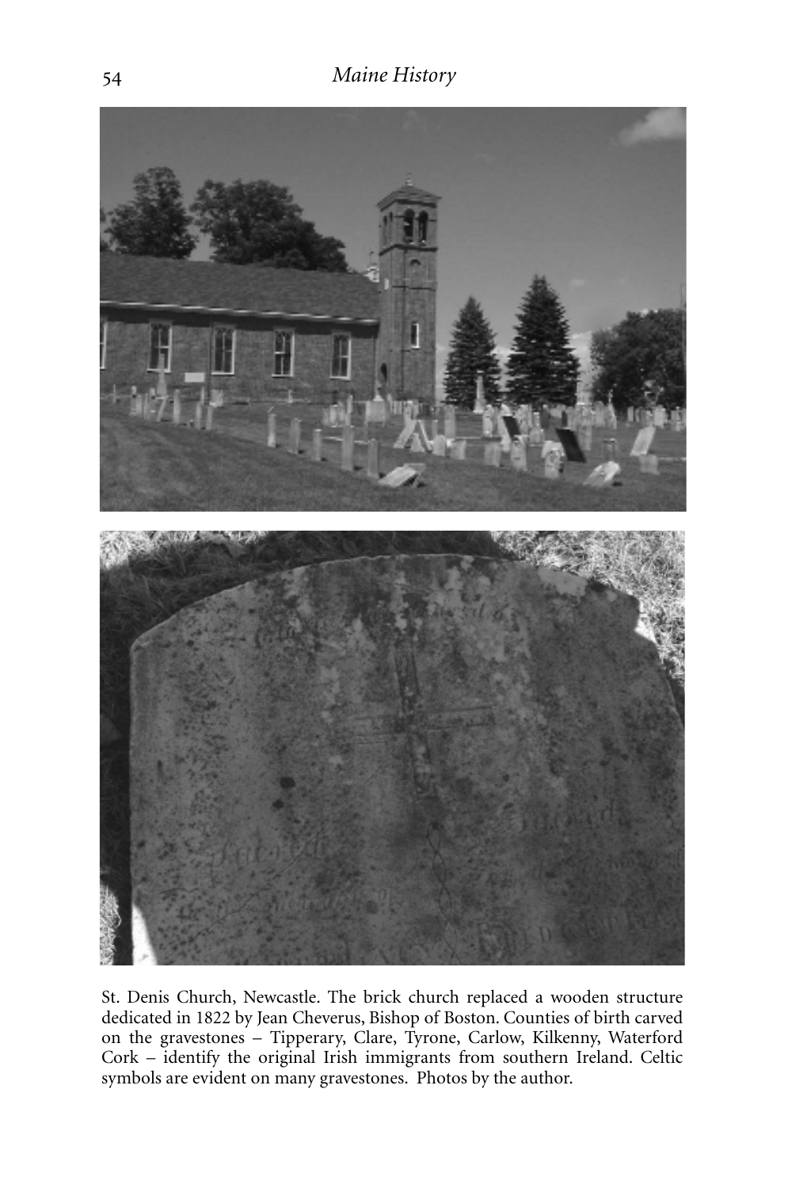St. Denis Church, Newcastle. The brick church replaced a wooden structure dedicated in 1822 by Jean Cheverus, Bishop of Boston. Counties of birth carved on the gravestones – Tipperary, Clare, Tyrone, Carlow, Kilkenny, Waterford Cork – identify the original Irish immigrants from southern Ireland. Celtic symbols are evident on many gravestones. Photos by the author.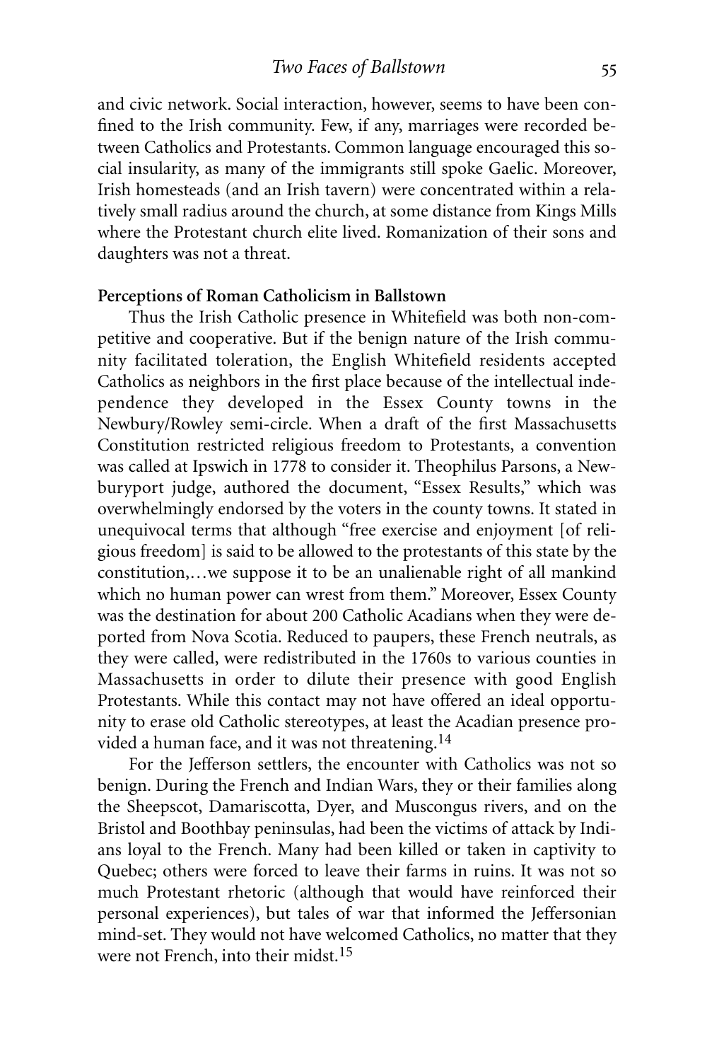and civic network. Social interaction, however, seems to have been confined to the Irish community. Few, if any, marriages were recorded between Catholics and Protestants. Common language encouraged this social insularity, as many of the immigrants still spoke Gaelic. Moreover, Irish homesteads (and an Irish tavern) were concentrated within a relatively small radius around the church, at some distance from Kings Mills where the Protestant church elite lived. Romanization of their sons and daughters was not a threat.

**Perceptions of Roman Catholicism in Ballstown**

Thus the Irish Catholic presence in Whitefield was both non-competitive and cooperative. But if the benign nature of the Irish community facilitated toleration, the English Whitefield residents accepted Catholics as neighbors in the first place because of the intellectual independence they developed in the Essex County towns in the Newbury/Rowley semi-circle. When a draft of the first Massachusetts Constitution restricted religious freedom to Protestants, a convention was called at Ipswich in 1778 to consider it. Theophilus Parsons, a Newburyport judge, authored the document, "Essex Results," which was overwhelmingly endorsed by the voters in the county towns. It stated in unequivocal terms that although "free exercise and enjoyment [of religious freedom] is said to be allowed to the protestants of this state by the constitution,…we suppose it to be an unalienable right of all mankind which no human power can wrest from them." Moreover, Essex County was the destination for about 200 Catholic Acadians when they were deported from Nova Scotia. Reduced to paupers, these French neutrals, as they were called, were redistributed in the 1760s to various counties in Massachusetts in order to dilute their presence with good English Protestants. While this contact may not have offered an ideal opportunity to erase old Catholic stereotypes, at least the Acadian presence provided a human face, and it was not threatening.[14]

For the Jefferson settlers, the encounter with Catholics was not so benign. During the French and Indian Wars, they or their families along the Sheepscot, Damariscotta, Dyer, and Muscongus rivers, and on the Bristol and Boothbay peninsulas, had been the victims of attack by Indians loyal to the French. Many had been killed or taken in captivity to Quebec; others were forced to leave their farms in ruins. It was not so much Protestant rhetoric (although that would have reinforced their personal experiences), but tales of war that informed the Jeffersonian mind-set. They would not have welcomed Catholics, no matter that they were not French, into their midst.[15]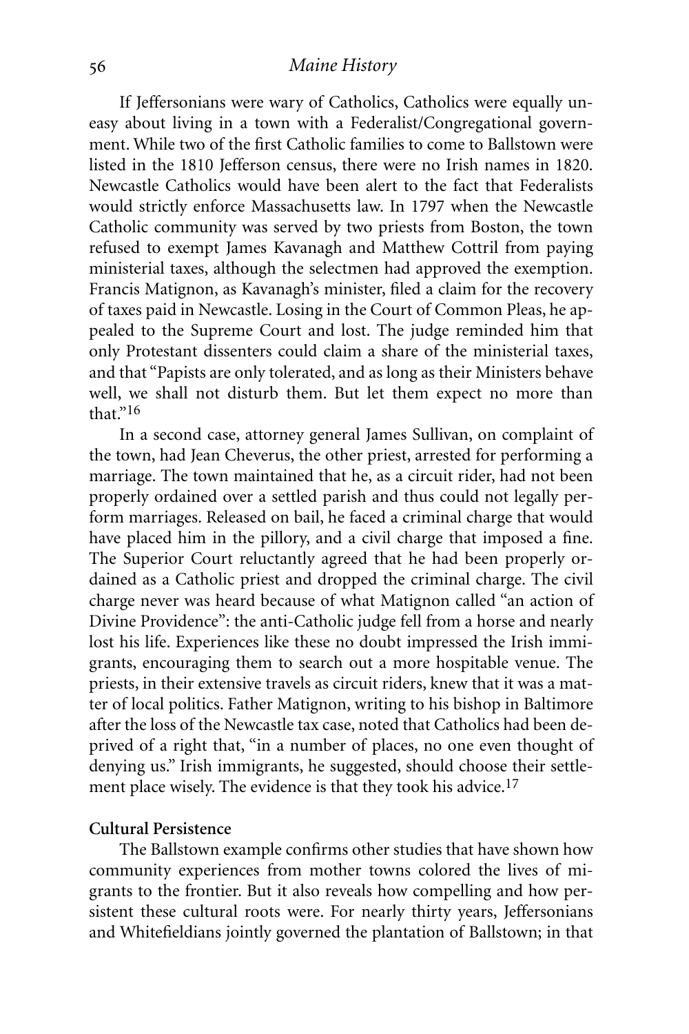If Jeffersonians were wary of Catholics, Catholics were equally uneasy about living in a town with a Federalist/Congregational government. While two of the first Catholic families to come to Ballstown were listed in the 1810 Jefferson census, there were no Irish names in 1820. Newcastle Catholics would have been alert to the fact that Federalists would strictly enforce Massachusetts law. In 1797 when the Newcastle Catholic community was served by two priests from Boston, the town refused to exempt James Kavanagh and Matthew Cottril from paying ministerial taxes, although the selectmen had approved the exemption. Francis Matignon, as Kavanagh's minister, filed a claim for the recovery of taxes paid in Newcastle. Losing in the Court of Common Pleas, he appealed to the Supreme Court and lost. The judge reminded him that only Protestant dissenters could claim a share of the ministerial taxes, and that "Papists are only tolerated, and as long as their Ministers behave well, we shall not disturb them. But let them expect no more than that."[16]

In a second case, attorney general James Sullivan, on complaint of the town, had Jean Cheverus, the other priest, arrested for performing a marriage. The town maintained that he, as a circuit rider, had not been properly ordained over a settled parish and thus could not legally perform marriages. Released on bail, he faced a criminal charge that would have placed him in the pillory, and a civil charge that imposed a fine. The Superior Court reluctantly agreed that he had been properly ordained as a Catholic priest and dropped the criminal charge. The civil charge never was heard because of what Matignon called "an action of Divine Providence": the anti-Catholic judge fell from a horse and nearly lost his life. Experiences like these no doubt impressed the Irish immigrants, encouraging them to search out a more hospitable venue. The priests, in their extensive travels as circuit riders, knew that it was a matter of local politics. Father Matignon, writing to his bishop in Baltimore after the loss of the Newcastle tax case, noted that Catholics had been deprived of a right that, "in a number of places, no one even thought of denying us." Irish immigrants, he suggested, should choose their settlement place wisely. The evidence is that they took his advice.[17]

**Cultural Persistence**

The Ballstown example confirms other studies that have shown how community experiences from mother towns colored the lives of migrants to the frontier. But it also reveals how compelling and how persistent these cultural roots were. For nearly thirty years, Jeffersonians and Whitefieldians jointly governed the plantation of Ballstown; in that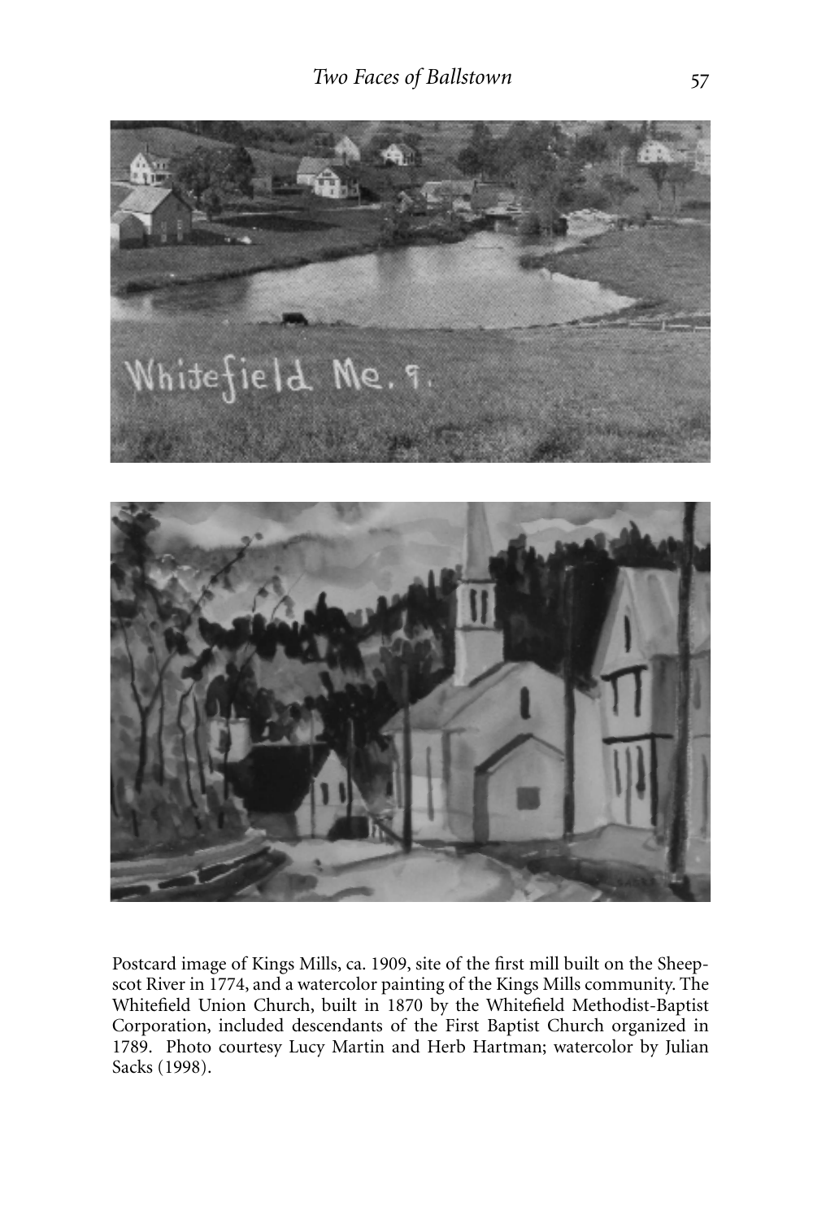Postcard image of Kings Mills, ca. 1909, site of the first mill built on the Sheepscot River in 1774, and a watercolor painting of the Kings Mills community. The Whitefield Union Church, built in 1870 by the Whitefield Methodist-Baptist Corporation, included descendants of the First Baptist Church organized in 1789. Photo courtesy Lucy Martin and Herb Hartman; watercolor by Julian Sacks (1998).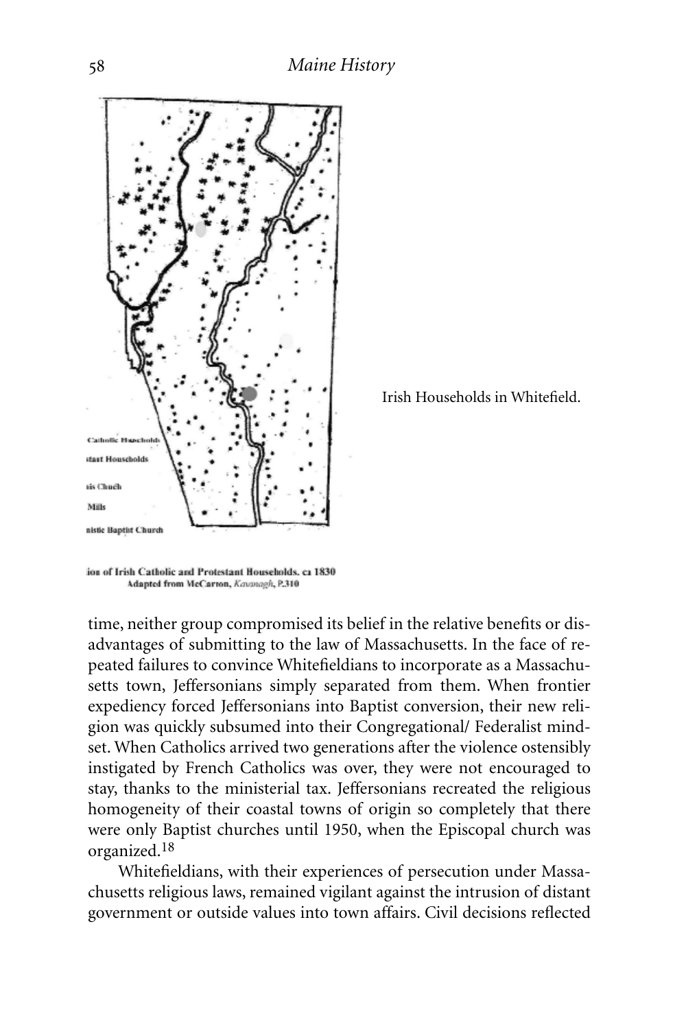Irish Households in Whitefield.

time, neither group compromised its belief in the relative benefits or disadvantages of submitting to the law of Massachusetts. In the face of repeated failures to convince Whitefieldians to incorporate as a Massachusetts town, Jeffersonians simply separated from them. When frontier expediency forced Jeffersonians into Baptist conversion, their new religion was quickly subsumed into their Congregational/ Federalist mindset. When Catholics arrived two generations after the violence ostensibly instigated by French Catholics was over, they were not encouraged to stay, thanks to the ministerial tax. Jeffersonians recreated the religious homogeneity of their coastal towns of origin so completely that there were only Baptist churches until 1950, when the Episcopal church was organized.[18]

Whitefieldians, with their experiences of persecution under Massachusetts religious laws, remained vigilant against the intrusion of distant government or outside values into town affairs. Civil decisions reflected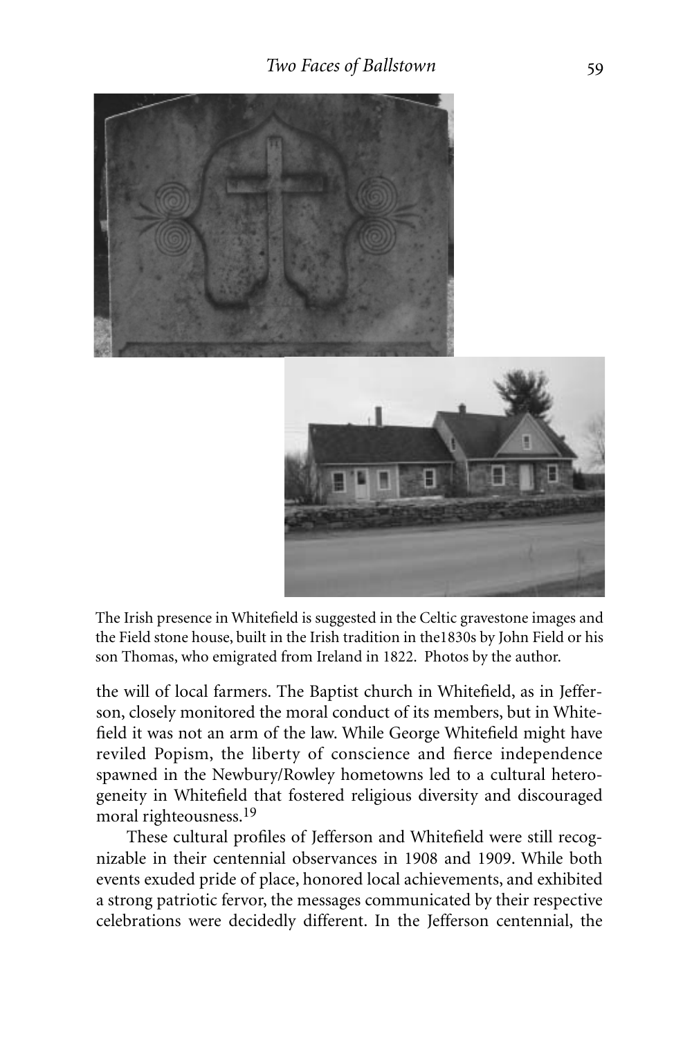The Irish presence in Whitefield is suggested in the Celtic gravestone images and the Field stone house, built in the Irish tradition in the1830s by John Field or his son Thomas, who emigrated from Ireland in 1822. Photos by the author.

the will of local farmers. The Baptist church in Whitefield, as in Jefferson, closely monitored the moral conduct of its members, but in Whitefield it was not an arm of the law. While George Whitefield might have reviled Popism, the liberty of conscience and fierce independence spawned in the Newbury/Rowley hometowns led to a cultural heterogeneity in Whitefield that fostered religious diversity and discouraged moral righteousness.[19]

These cultural profiles of Jefferson and Whitefield were still recognizable in their centennial observances in 1908 and 1909. While both events exuded pride of place, honored local achievements, and exhibited a strong patriotic fervor, the messages communicated by their respective celebrations were decidedly different. In the Jefferson centennial, the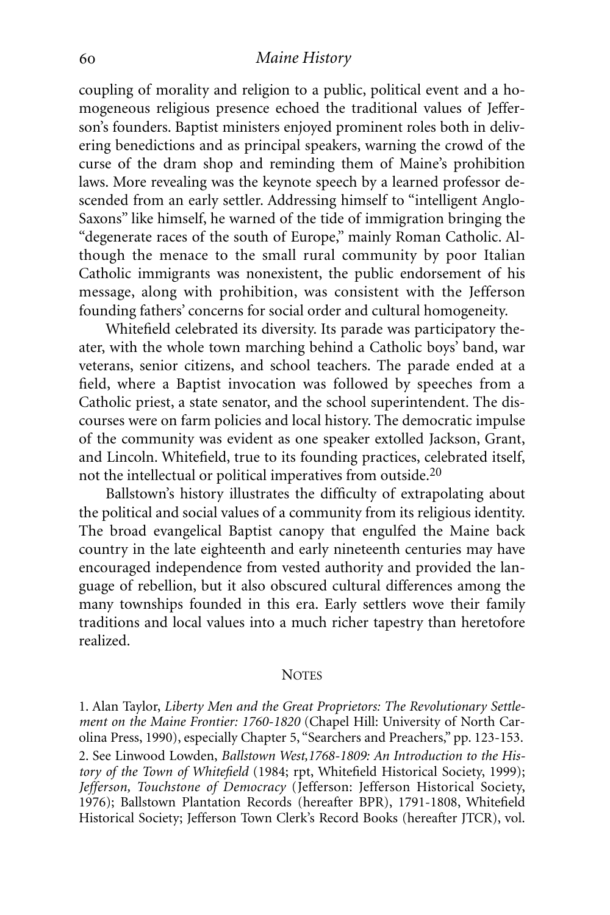coupling of morality and religion to a public, political event and a homogeneous religious presence echoed the traditional values of Jefferson's founders. Baptist ministers enjoyed prominent roles both in delivering benedictions and as principal speakers, warning the crowd of the curse of the dram shop and reminding them of Maine's prohibition laws. More revealing was the keynote speech by a learned professor descended from an early settler. Addressing himself to "intelligent Anglo-Saxons" like himself, he warned of the tide of immigration bringing the "degenerate races of the south of Europe," mainly Roman Catholic. Although the menace to the small rural community by poor Italian Catholic immigrants was nonexistent, the public endorsement of his message, along with prohibition, was consistent with the Jefferson founding fathers' concerns for social order and cultural homogeneity.

Whitefield celebrated its diversity. Its parade was participatory theater, with the whole town marching behind a Catholic boys' band, war veterans, senior citizens, and school teachers. The parade ended at a field, where a Baptist invocation was followed by speeches from a Catholic priest, a state senator, and the school superintendent. The discourses were on farm policies and local history. The democratic impulse of the community was evident as one speaker extolled Jackson, Grant, and Lincoln. Whitefield, true to its founding practices, celebrated itself, not the intellectual or political imperatives from outside.[20]

Ballstown's history illustrates the difficulty of extrapolating about the political and social values of a community from its religious identity. The broad evangelical Baptist canopy that engulfed the Maine back country in the late eighteenth and early nineteenth centuries may have encouraged independence from vested authority and provided the language of rebellion, but it also obscured cultural differences among the many townships founded in this era. Early settlers wove their family traditions and local values into a much richer tapestry than heretofore realized.

## NOTES

1. Alan Taylor, *Liberty Men and the Great Proprietors: The Revolutionary Settlement on the Maine Frontier: 1760-1820* (Chapel Hill: University of North Carolina Press, 1990), especially Chapter 5, "Searchers and Preachers," pp. 123-153.

2. See Linwood Lowden, *Ballstown West,1768-1809: An Introduction to the History of the Town of Whitefield* (1984; rpt, Whitefield Historical Society, 1999); *Jefferson, Touchstone of Democracy* (Jefferson: Jefferson Historical Society, 1976); Ballstown Plantation Records (hereafter BPR), 1791-1808, Whitefield Historical Society; Jefferson Town Clerk's Record Books (hereafter JTCR), vol.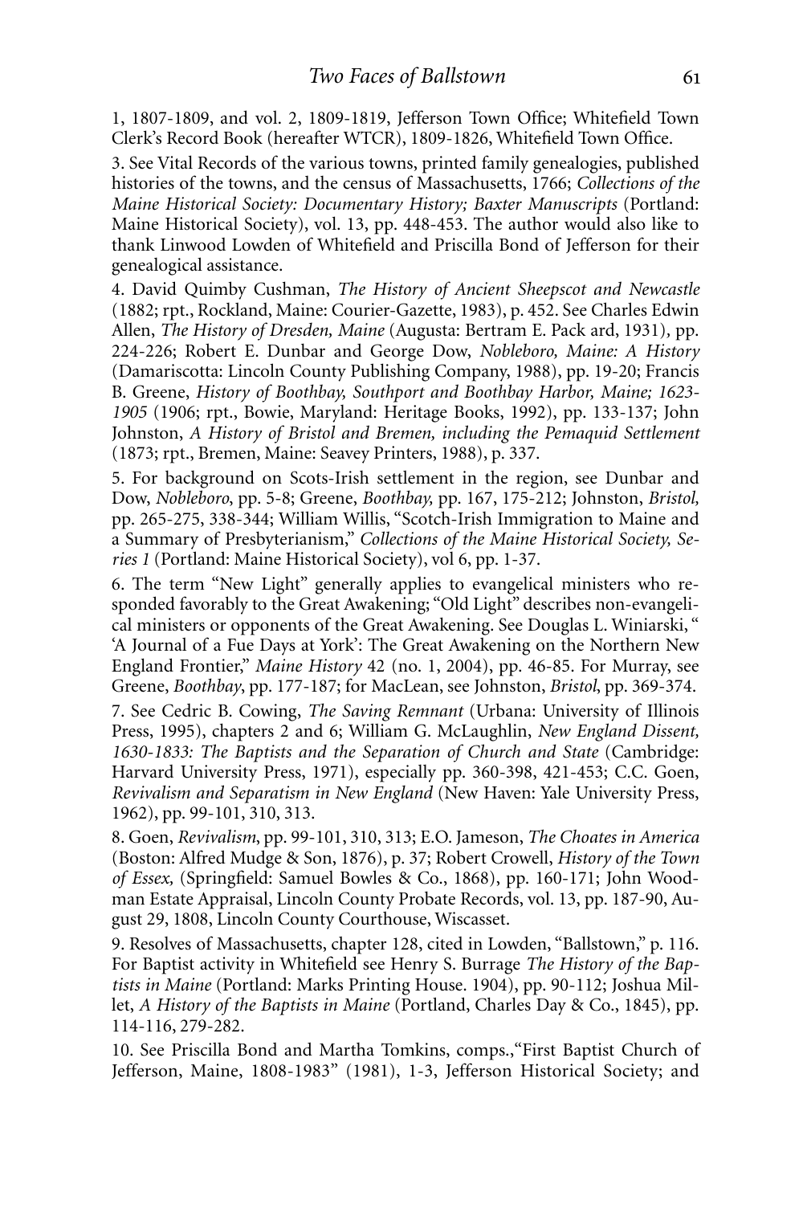1, 1807-1809, and vol. 2, 1809-1819, Jefferson Town Office; Whitefield Town Clerk's Record Book (hereafter WTCR), 1809-1826, Whitefield Town Office.

3. See Vital Records of the various towns, printed family genealogies, published histories of the towns, and the census of Massachusetts, 1766; *Collections of the Maine Historical Society: Documentary History; Baxter Manuscripts* (Portland: Maine Historical Society), vol. 13, pp. 448-453. The author would also like to thank Linwood Lowden of Whitefield and Priscilla Bond of Jefferson for their genealogical assistance.

4. David Quimby Cushman, *The History of Ancient Sheepscot and Newcastle* (1882; rpt., Rockland, Maine: Courier-Gazette, 1983), p. 452. See Charles Edwin Allen, *The History of Dresden, Maine* (Augusta: Bertram E. Pack ard, 1931), pp. 224-226; Robert E. Dunbar and George Dow, *Nobleboro, Maine: A History* (Damariscotta: Lincoln County Publishing Company, 1988), pp. 19-20; Francis B. Greene, *History of Boothbay, Southport and Boothbay Harbor, Maine; 1623-1905* (1906; rpt., Bowie, Maryland: Heritage Books, 1992), pp. 133-137; John Johnston, *A History of Bristol and Bremen, including the Pemaquid Settlement* (1873; rpt., Bremen, Maine: Seavey Printers, 1988), p. 337.

5. For background on Scots-Irish settlement in the region, see Dunbar and Dow, *Nobleboro*, pp. 5-8; Greene, *Boothbay,* pp. 167, 175-212; Johnston, *Bristol,* pp. 265-275, 338-344; William Willis, "Scotch-Irish Immigration to Maine and a Summary of Presbyterianism," *Collections of the Maine Historical Society, Series 1* (Portland: Maine Historical Society), vol 6, pp. 1-37.

6. The term "New Light" generally applies to evangelical ministers who responded favorably to the Great Awakening; "Old Light" describes non-evangelical ministers or opponents of the Great Awakening. See Douglas L. Winiarski, " 'A Journal of a Fue Days at York': The Great Awakening on the Northern New England Frontier," *Maine History* 42 (no. 1, 2004), pp. 46-85. For Murray, see Greene, *Boothbay*, pp. 177-187; for MacLean, see Johnston, *Bristol*, pp. 369-374.

7. See Cedric B. Cowing, *The Saving Remnant* (Urbana: University of Illinois Press, 1995), chapters 2 and 6; William G. McLaughlin, *New England Dissent, 1630-1833: The Baptists and the Separation of Church and State* (Cambridge: Harvard University Press, 1971), especially pp. 360-398, 421-453; C.C. Goen, *Revivalism and Separatism in New England* (New Haven: Yale University Press, 1962), pp. 99-101, 310, 313.

8. Goen, *Revivalism*, pp. 99-101, 310, 313; E.O. Jameson, *The Choates in America* (Boston: Alfred Mudge & Son, 1876), p. 37; Robert Crowell, *History of the Town of Essex,* (Springfield: Samuel Bowles & Co., 1868), pp. 160-171; John Woodman Estate Appraisal, Lincoln County Probate Records, vol. 13, pp. 187-90, August 29, 1808, Lincoln County Courthouse, Wiscasset.

9. Resolves of Massachusetts, chapter 128, cited in Lowden, "Ballstown," p. 116. For Baptist activity in Whitefield see Henry S. Burrage *The History of the Baptists in Maine* (Portland: Marks Printing House. 1904), pp. 90-112; Joshua Millet, *A History of the Baptists in Maine* (Portland, Charles Day & Co., 1845), pp. 114-116, 279-282.

10. See Priscilla Bond and Martha Tomkins, comps.,"First Baptist Church of Jefferson, Maine, 1808-1983" (1981), 1-3, Jefferson Historical Society; and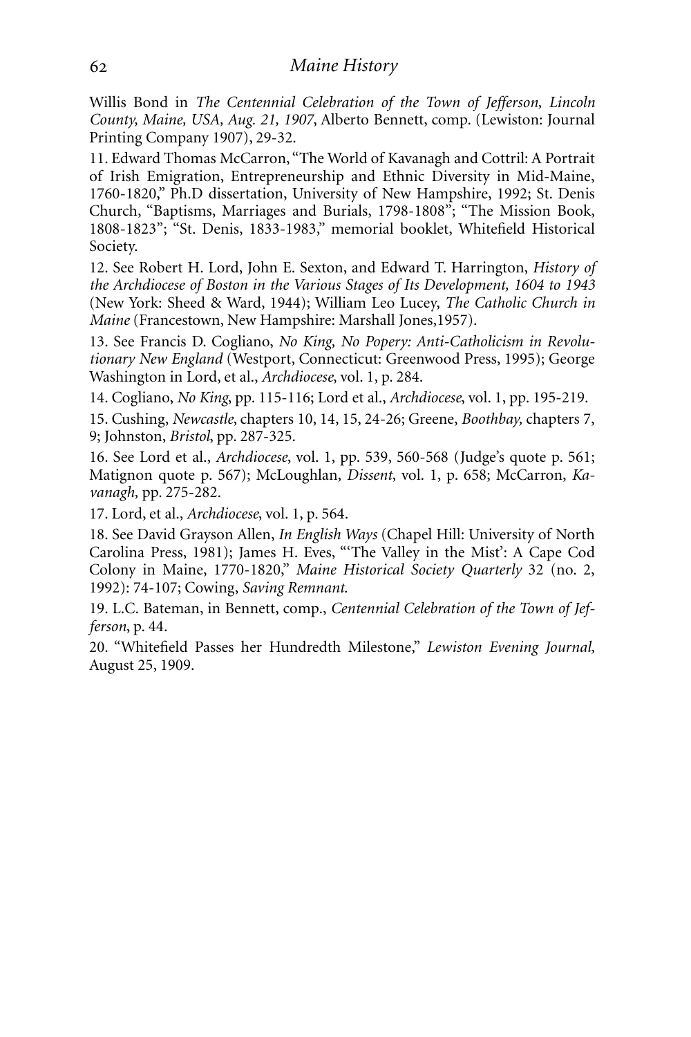Willis Bond in *The Centennial Celebration of the Town of Jefferson, Lincoln County, Maine, USA, Aug. 21, 1907*, Alberto Bennett, comp. (Lewiston: Journal Printing Company 1907), 29-32.

11. Edward Thomas McCarron, "The World of Kavanagh and Cottril: A Portrait of Irish Emigration, Entrepreneurship and Ethnic Diversity in Mid-Maine, 1760-1820," Ph.D dissertation, University of New Hampshire, 1992; St. Denis Church, "Baptisms, Marriages and Burials, 1798-1808"; "The Mission Book, 1808-1823"; "St. Denis, 1833-1983," memorial booklet, Whitefield Historical Society.

12. See Robert H. Lord, John E. Sexton, and Edward T. Harrington, *History of the Archdiocese of Boston in the Various Stages of Its Development, 1604 to 1943* (New York: Sheed & Ward, 1944); William Leo Lucey, *The Catholic Church in Maine* (Francestown, New Hampshire: Marshall Jones,1957).

13. See Francis D. Cogliano, *No King, No Popery: Anti-Catholicism in Revolutionary New England* (Westport, Connecticut: Greenwood Press, 1995); George Washington in Lord, et al., *Archdiocese*, vol. 1, p. 284.

14. Cogliano, *No King*, pp. 115-116; Lord et al., *Archdiocese*, vol. 1, pp. 195-219.

15. Cushing, *Newcastle*, chapters 10, 14, 15, 24-26; Greene, *Boothbay,* chapters 7, 9; Johnston, *Bristol*, pp. 287-325.

16. See Lord et al., *Archdiocese*, vol. 1, pp. 539, 560-568 (Judge's quote p. 561; Matignon quote p. 567); McLoughlan, *Dissent*, vol. 1, p. 658; McCarron, *Kavanagh,* pp. 275-282.

17. Lord, et al., *Archdiocese*, vol. 1, p. 564.

18. See David Grayson Allen, *In English Ways* (Chapel Hill: University of North Carolina Press, 1981); James H. Eves, "'The Valley in the Mist': A Cape Cod Colony in Maine, 1770-1820," *Maine Historical Society Quarterly* 32 (no. 2, 1992): 74-107; Cowing, *Saving Remnant.*

19. L.C. Bateman, in Bennett, comp., *Centennial Celebration of the Town of Jefferson*, p. 44.

20. "Whitefield Passes her Hundredth Milestone," *Lewiston Evening Journal,* August 25, 1909.